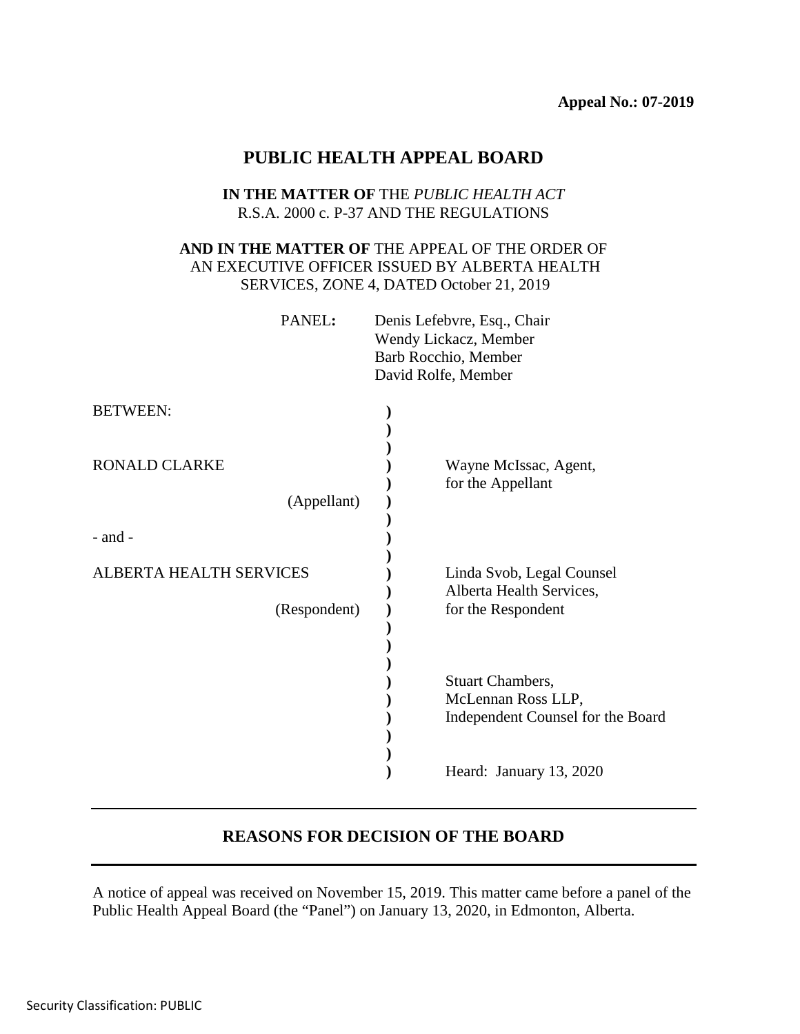**Appeal No.: 07-2019**

# PUBLIC HEALTH APPEAL BOARD

**IN THE MATTER OF** THE *PUBLIC HEALTH ACT*
R.S.A. 2000 c. P-37 AND THE REGULATIONS

**AND IN THE MATTER OF** THE APPEAL OF THE ORDER OF AN EXECUTIVE OFFICER ISSUED BY ALBERTA HEALTH SERVICES, ZONE 4, DATED October 21, 2019

PANEL**:** Denis Lefebvre, Esq., Chair
Wendy Lickacz, Member
Barb Rocchio, Member
David Rolfe, Member

| | |
|---|---|
| BETWEEN: | |
| RONALD CLARKE (Appellant) | Wayne McIssac, Agent, for the Appellant |
| - and - | |
| ALBERTA HEALTH SERVICES (Respondent) | Linda Svob, Legal Counsel Alberta Health Services, for the Respondent |
| | Stuart Chambers, McLennan Ross LLP, Independent Counsel for the Board |
| | Heard: January 13, 2020 |

---

## REASONS FOR DECISION OF THE BOARD

---

A notice of appeal was received on November 15, 2019. This matter came before a panel of the Public Health Appeal Board (the "Panel") on January 13, 2020, in Edmonton, Alberta.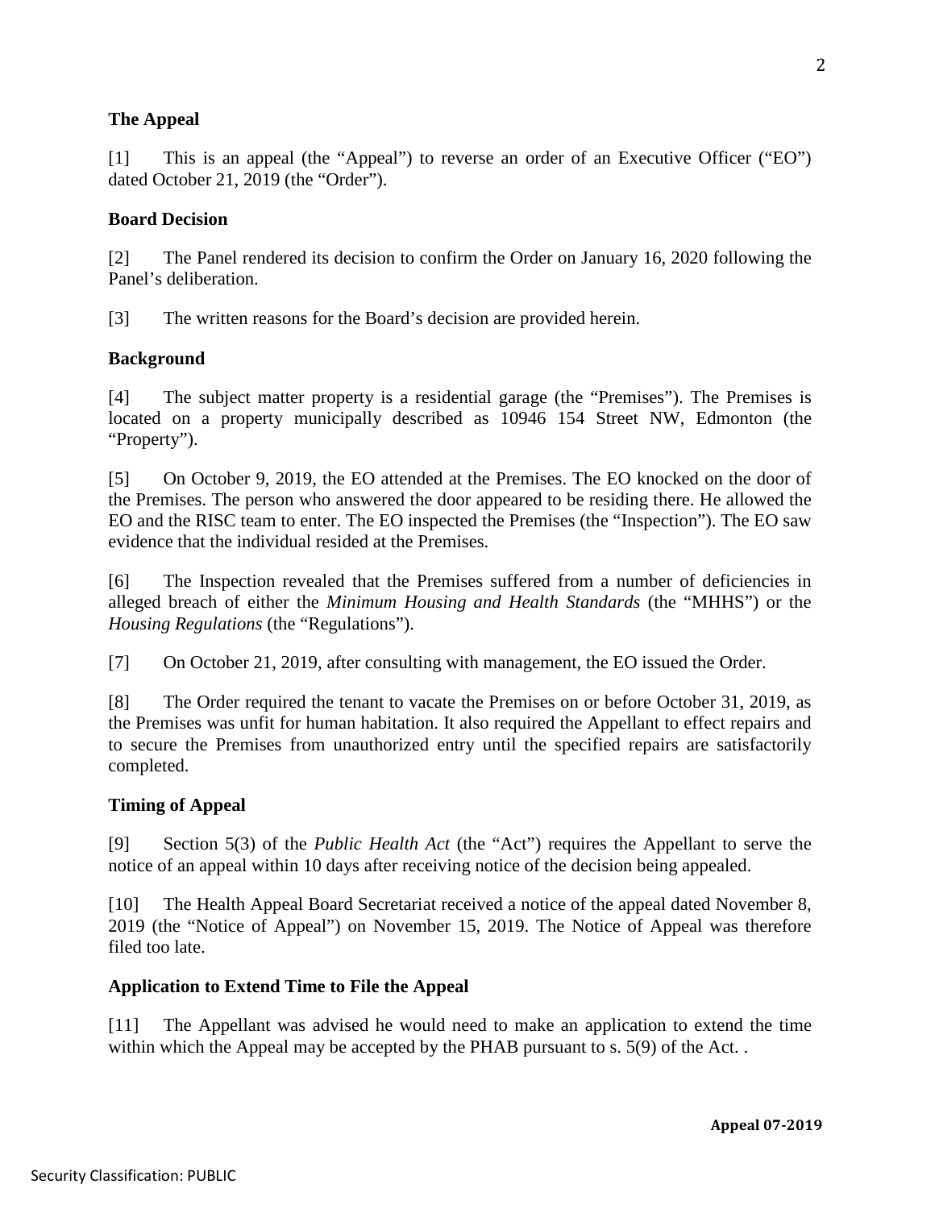**The Appeal**

[1] This is an appeal (the "Appeal") to reverse an order of an Executive Officer ("EO") dated October 21, 2019 (the "Order").

**Board Decision**

[2] The Panel rendered its decision to confirm the Order on January 16, 2020 following the Panel's deliberation.

[3] The written reasons for the Board's decision are provided herein.

**Background**

[4] The subject matter property is a residential garage (the "Premises"). The Premises is located on a property municipally described as 10946 154 Street NW, Edmonton (the "Property").

[5] On October 9, 2019, the EO attended at the Premises. The EO knocked on the door of the Premises. The person who answered the door appeared to be residing there. He allowed the EO and the RISC team to enter. The EO inspected the Premises (the "Inspection"). The EO saw evidence that the individual resided at the Premises.

[6] The Inspection revealed that the Premises suffered from a number of deficiencies in alleged breach of either the *Minimum Housing and Health Standards* (the "MHHS") or the *Housing Regulations* (the "Regulations").

[7] On October 21, 2019, after consulting with management, the EO issued the Order.

[8] The Order required the tenant to vacate the Premises on or before October 31, 2019, as the Premises was unfit for human habitation. It also required the Appellant to effect repairs and to secure the Premises from unauthorized entry until the specified repairs are satisfactorily completed.

**Timing of Appeal**

[9] Section 5(3) of the *Public Health Act* (the "Act") requires the Appellant to serve the notice of an appeal within 10 days after receiving notice of the decision being appealed.

[10] The Health Appeal Board Secretariat received a notice of the appeal dated November 8, 2019 (the "Notice of Appeal") on November 15, 2019. The Notice of Appeal was therefore filed too late.

**Application to Extend Time to File the Appeal**

[11] The Appellant was advised he would need to make an application to extend the time within which the Appeal may be accepted by the PHAB pursuant to s. 5(9) of the Act. .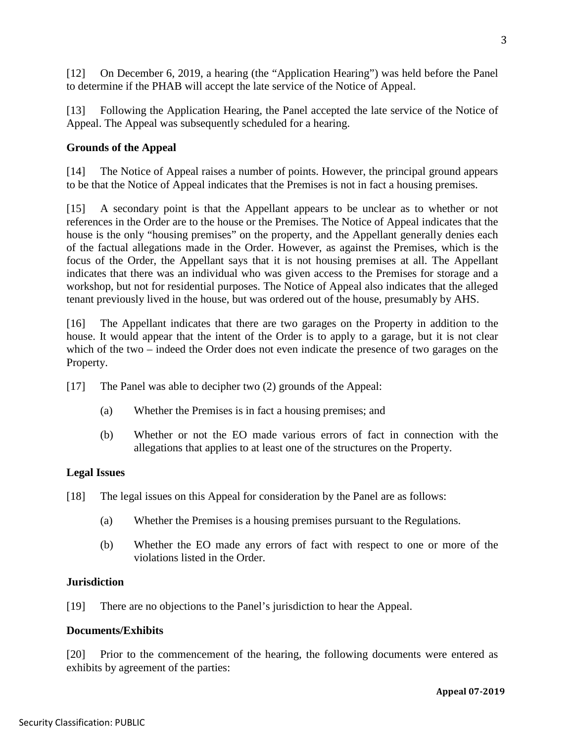[12] On December 6, 2019, a hearing (the "Application Hearing") was held before the Panel to determine if the PHAB will accept the late service of the Notice of Appeal.

[13] Following the Application Hearing, the Panel accepted the late service of the Notice of Appeal. The Appeal was subsequently scheduled for a hearing.

**Grounds of the Appeal**

[14] The Notice of Appeal raises a number of points. However, the principal ground appears to be that the Notice of Appeal indicates that the Premises is not in fact a housing premises.

[15] A secondary point is that the Appellant appears to be unclear as to whether or not references in the Order are to the house or the Premises. The Notice of Appeal indicates that the house is the only "housing premises" on the property, and the Appellant generally denies each of the factual allegations made in the Order. However, as against the Premises, which is the focus of the Order, the Appellant says that it is not housing premises at all. The Appellant indicates that there was an individual who was given access to the Premises for storage and a workshop, but not for residential purposes. The Notice of Appeal also indicates that the alleged tenant previously lived in the house, but was ordered out of the house, presumably by AHS.

[16] The Appellant indicates that there are two garages on the Property in addition to the house. It would appear that the intent of the Order is to apply to a garage, but it is not clear which of the two – indeed the Order does not even indicate the presence of two garages on the Property.

[17] The Panel was able to decipher two (2) grounds of the Appeal:

(a) Whether the Premises is in fact a housing premises; and

(b) Whether or not the EO made various errors of fact in connection with the allegations that applies to at least one of the structures on the Property.

**Legal Issues**

[18] The legal issues on this Appeal for consideration by the Panel are as follows:

(a) Whether the Premises is a housing premises pursuant to the Regulations.

(b) Whether the EO made any errors of fact with respect to one or more of the violations listed in the Order.

**Jurisdiction**

[19] There are no objections to the Panel's jurisdiction to hear the Appeal.

**Documents/Exhibits**

[20] Prior to the commencement of the hearing, the following documents were entered as exhibits by agreement of the parties: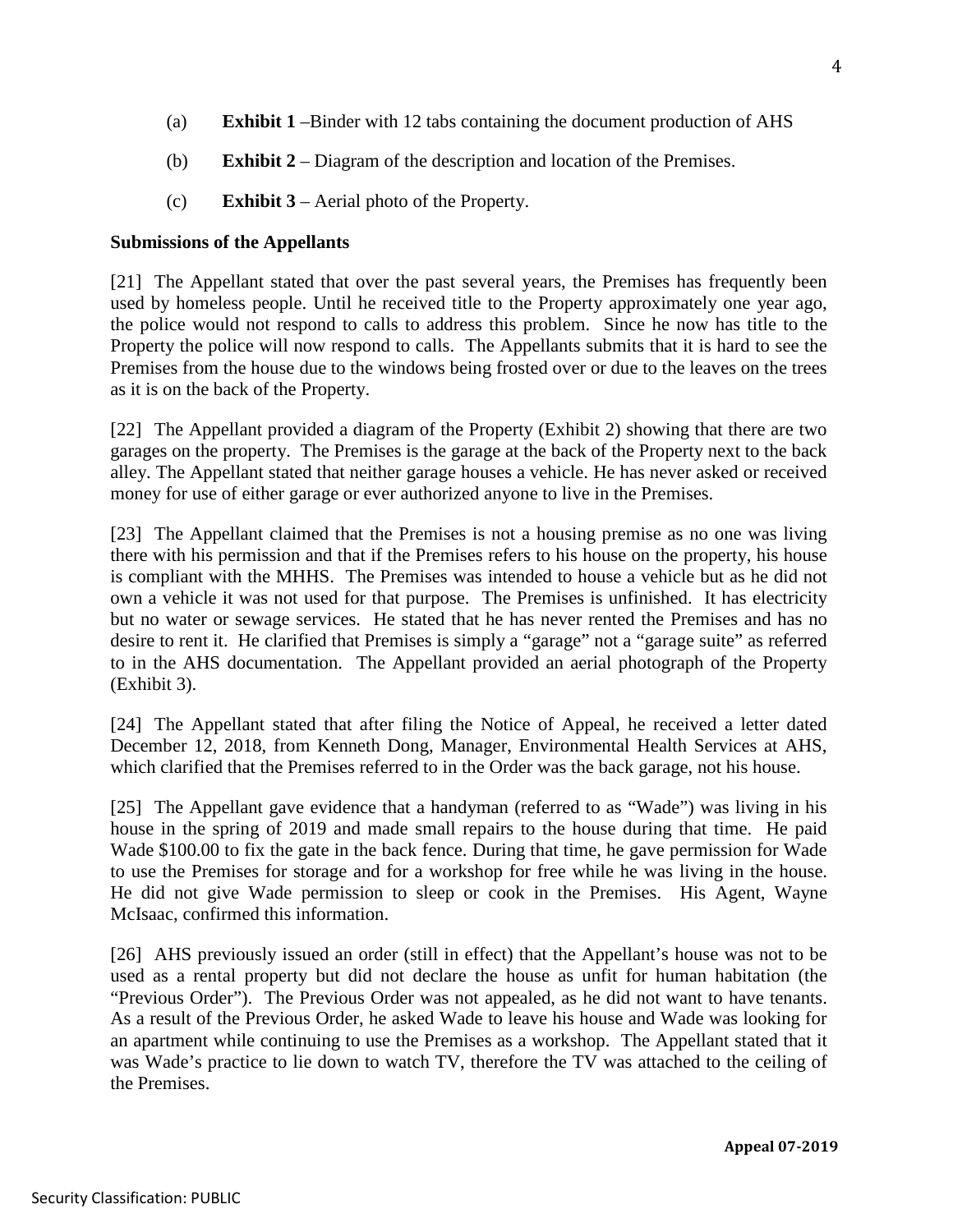(a) **Exhibit 1** –Binder with 12 tabs containing the document production of AHS

(b) **Exhibit 2** – Diagram of the description and location of the Premises.

(c) **Exhibit 3** – Aerial photo of the Property.

**Submissions of the Appellants**

[21] The Appellant stated that over the past several years, the Premises has frequently been used by homeless people. Until he received title to the Property approximately one year ago, the police would not respond to calls to address this problem. Since he now has title to the Property the police will now respond to calls. The Appellants submits that it is hard to see the Premises from the house due to the windows being frosted over or due to the leaves on the trees as it is on the back of the Property.

[22] The Appellant provided a diagram of the Property (Exhibit 2) showing that there are two garages on the property. The Premises is the garage at the back of the Property next to the back alley. The Appellant stated that neither garage houses a vehicle. He has never asked or received money for use of either garage or ever authorized anyone to live in the Premises.

[23] The Appellant claimed that the Premises is not a housing premise as no one was living there with his permission and that if the Premises refers to his house on the property, his house is compliant with the MHHS. The Premises was intended to house a vehicle but as he did not own a vehicle it was not used for that purpose. The Premises is unfinished. It has electricity but no water or sewage services. He stated that he has never rented the Premises and has no desire to rent it. He clarified that Premises is simply a "garage" not a "garage suite" as referred to in the AHS documentation. The Appellant provided an aerial photograph of the Property (Exhibit 3).

[24] The Appellant stated that after filing the Notice of Appeal, he received a letter dated December 12, 2018, from Kenneth Dong, Manager, Environmental Health Services at AHS, which clarified that the Premises referred to in the Order was the back garage, not his house.

[25] The Appellant gave evidence that a handyman (referred to as "Wade") was living in his house in the spring of 2019 and made small repairs to the house during that time. He paid Wade $100.00 to fix the gate in the back fence. During that time, he gave permission for Wade to use the Premises for storage and for a workshop for free while he was living in the house. He did not give Wade permission to sleep or cook in the Premises. His Agent, Wayne McIsaac, confirmed this information.

[26] AHS previously issued an order (still in effect) that the Appellant's house was not to be used as a rental property but did not declare the house as unfit for human habitation (the "Previous Order"). The Previous Order was not appealed, as he did not want to have tenants. As a result of the Previous Order, he asked Wade to leave his house and Wade was looking for an apartment while continuing to use the Premises as a workshop. The Appellant stated that it was Wade's practice to lie down to watch TV, therefore the TV was attached to the ceiling of the Premises.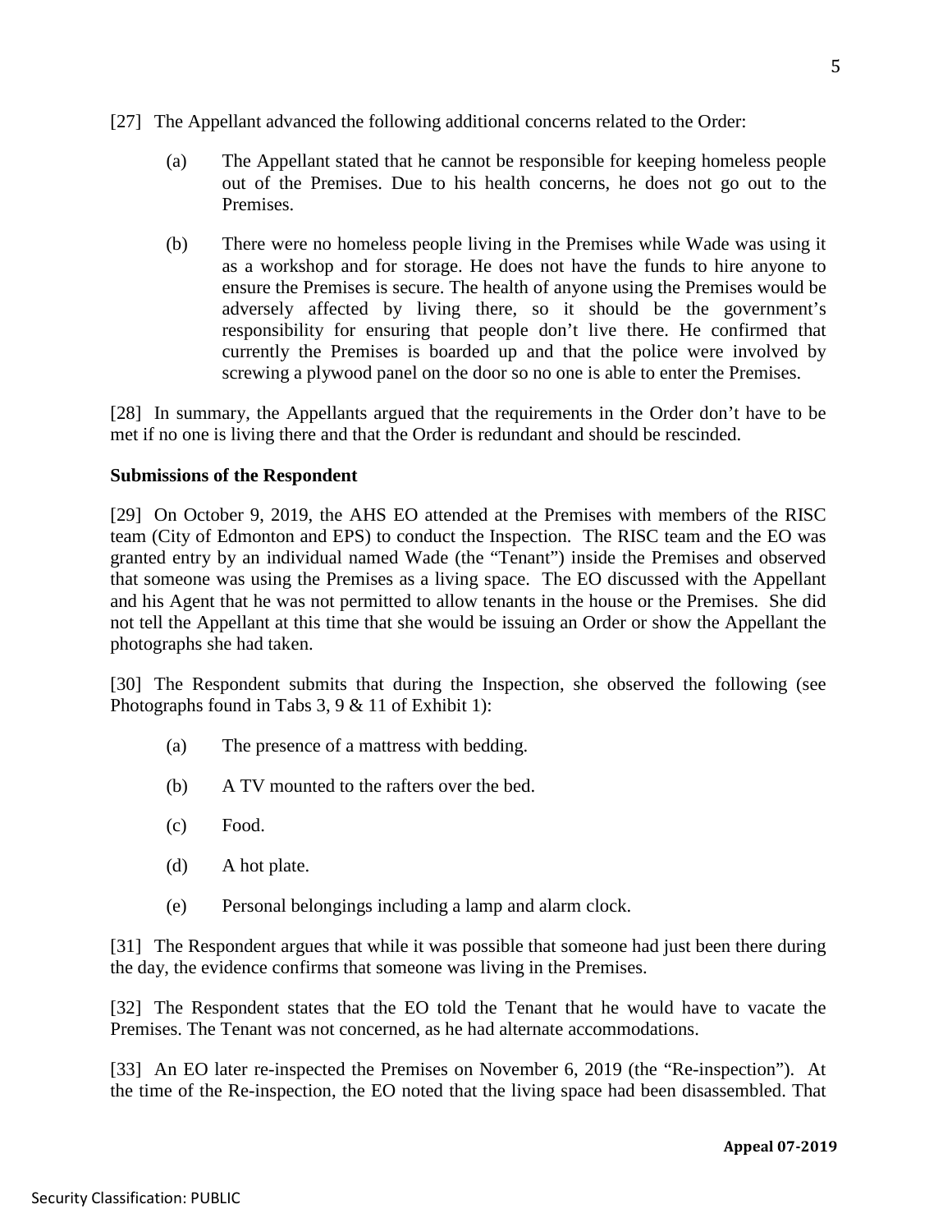[27] The Appellant advanced the following additional concerns related to the Order:

(a) The Appellant stated that he cannot be responsible for keeping homeless people out of the Premises. Due to his health concerns, he does not go out to the Premises.

(b) There were no homeless people living in the Premises while Wade was using it as a workshop and for storage. He does not have the funds to hire anyone to ensure the Premises is secure. The health of anyone using the Premises would be adversely affected by living there, so it should be the government's responsibility for ensuring that people don't live there. He confirmed that currently the Premises is boarded up and that the police were involved by screwing a plywood panel on the door so no one is able to enter the Premises.

[28] In summary, the Appellants argued that the requirements in the Order don't have to be met if no one is living there and that the Order is redundant and should be rescinded.

**Submissions of the Respondent**

[29] On October 9, 2019, the AHS EO attended at the Premises with members of the RISC team (City of Edmonton and EPS) to conduct the Inspection. The RISC team and the EO was granted entry by an individual named Wade (the "Tenant") inside the Premises and observed that someone was using the Premises as a living space. The EO discussed with the Appellant and his Agent that he was not permitted to allow tenants in the house or the Premises. She did not tell the Appellant at this time that she would be issuing an Order or show the Appellant the photographs she had taken.

[30] The Respondent submits that during the Inspection, she observed the following (see Photographs found in Tabs 3, 9 & 11 of Exhibit 1):

(a) The presence of a mattress with bedding.

(b) A TV mounted to the rafters over the bed.

(c) Food.

(d) A hot plate.

(e) Personal belongings including a lamp and alarm clock.

[31] The Respondent argues that while it was possible that someone had just been there during the day, the evidence confirms that someone was living in the Premises.

[32] The Respondent states that the EO told the Tenant that he would have to vacate the Premises. The Tenant was not concerned, as he had alternate accommodations.

[33] An EO later re-inspected the Premises on November 6, 2019 (the "Re-inspection"). At the time of the Re-inspection, the EO noted that the living space had been disassembled. That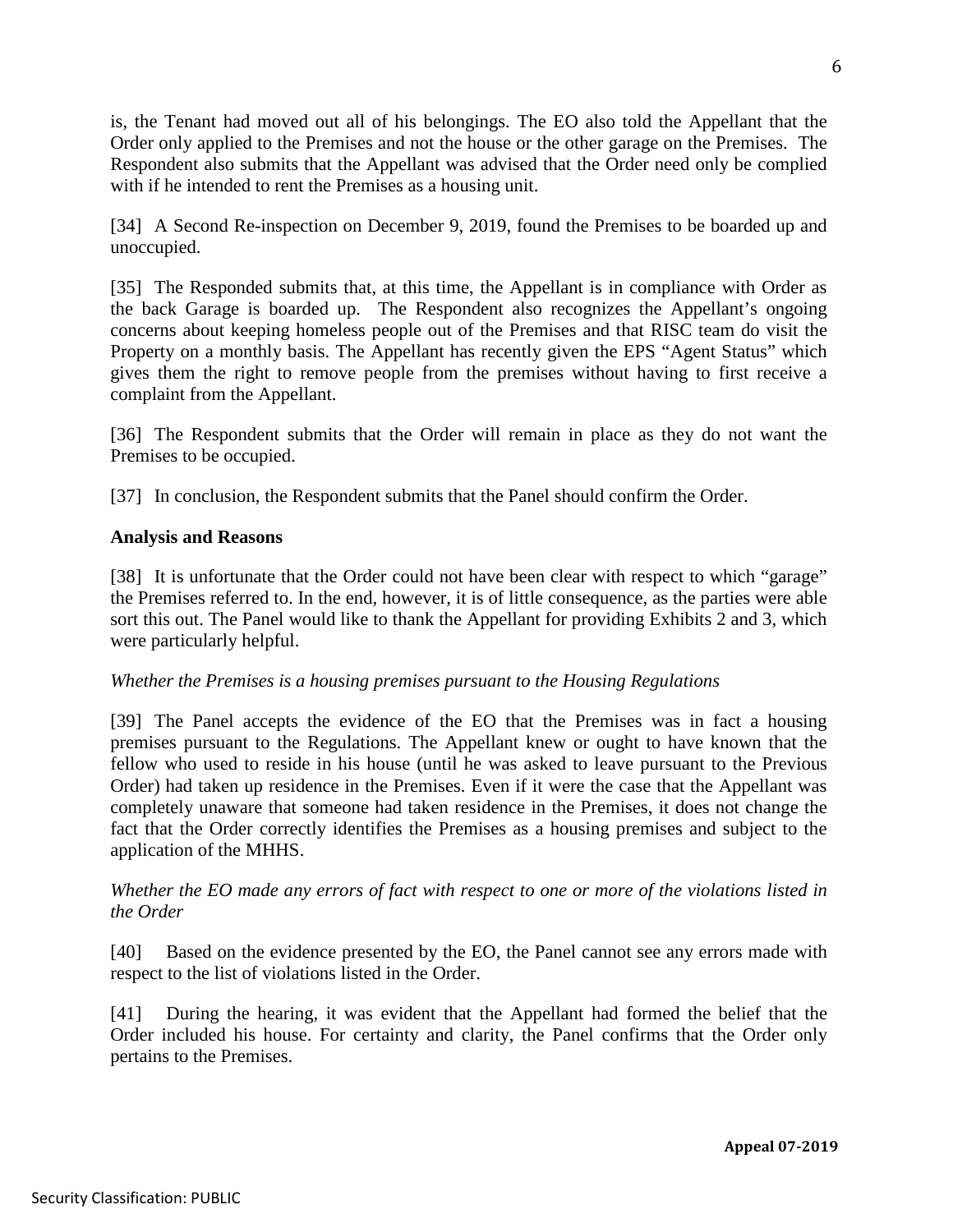is, the Tenant had moved out all of his belongings. The EO also told the Appellant that the Order only applied to the Premises and not the house or the other garage on the Premises. The Respondent also submits that the Appellant was advised that the Order need only be complied with if he intended to rent the Premises as a housing unit.

[34] A Second Re-inspection on December 9, 2019, found the Premises to be boarded up and unoccupied.

[35] The Responded submits that, at this time, the Appellant is in compliance with Order as the back Garage is boarded up. The Respondent also recognizes the Appellant's ongoing concerns about keeping homeless people out of the Premises and that RISC team do visit the Property on a monthly basis. The Appellant has recently given the EPS "Agent Status" which gives them the right to remove people from the premises without having to first receive a complaint from the Appellant.

[36] The Respondent submits that the Order will remain in place as they do not want the Premises to be occupied.

[37] In conclusion, the Respondent submits that the Panel should confirm the Order.

**Analysis and Reasons**

[38] It is unfortunate that the Order could not have been clear with respect to which "garage" the Premises referred to. In the end, however, it is of little consequence, as the parties were able sort this out. The Panel would like to thank the Appellant for providing Exhibits 2 and 3, which were particularly helpful.

*Whether the Premises is a housing premises pursuant to the Housing Regulations*

[39] The Panel accepts the evidence of the EO that the Premises was in fact a housing premises pursuant to the Regulations. The Appellant knew or ought to have known that the fellow who used to reside in his house (until he was asked to leave pursuant to the Previous Order) had taken up residence in the Premises. Even if it were the case that the Appellant was completely unaware that someone had taken residence in the Premises, it does not change the fact that the Order correctly identifies the Premises as a housing premises and subject to the application of the MHHS.

*Whether the EO made any errors of fact with respect to one or more of the violations listed in the Order*

[40] Based on the evidence presented by the EO, the Panel cannot see any errors made with respect to the list of violations listed in the Order.

[41] During the hearing, it was evident that the Appellant had formed the belief that the Order included his house. For certainty and clarity, the Panel confirms that the Order only pertains to the Premises.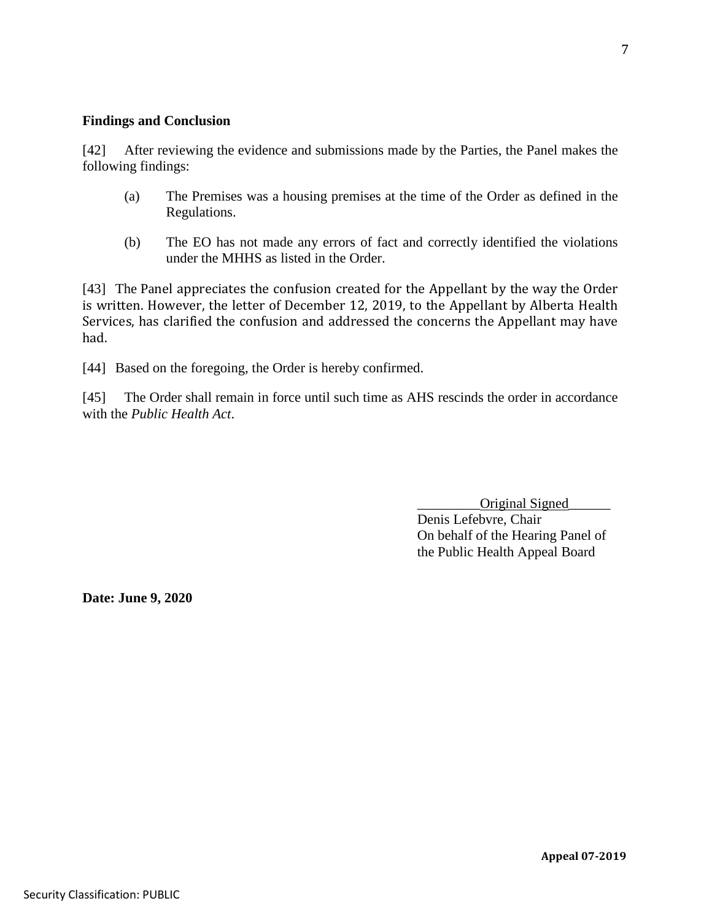**Findings and Conclusion**

[42] After reviewing the evidence and submissions made by the Parties, the Panel makes the following findings:

(a) The Premises was a housing premises at the time of the Order as defined in the Regulations.

(b) The EO has not made any errors of fact and correctly identified the violations under the MHHS as listed in the Order.

[43] The Panel appreciates the confusion created for the Appellant by the way the Order is written. However, the letter of December 12, 2019, to the Appellant by Alberta Health Services, has clarified the confusion and addressed the concerns the Appellant may have had.

[44] Based on the foregoing, the Order is hereby confirmed.

[45] The Order shall remain in force until such time as AHS rescinds the order in accordance with the *Public Health Act*.

\_\_\_\_\_\_\_\_\_Original Signed\_\_\_\_\_\_
Denis Lefebvre, Chair
On behalf of the Hearing Panel of the Public Health Appeal Board

**Date: June 9, 2020**

**Appeal 07-2019**

Security Classification: PUBLIC